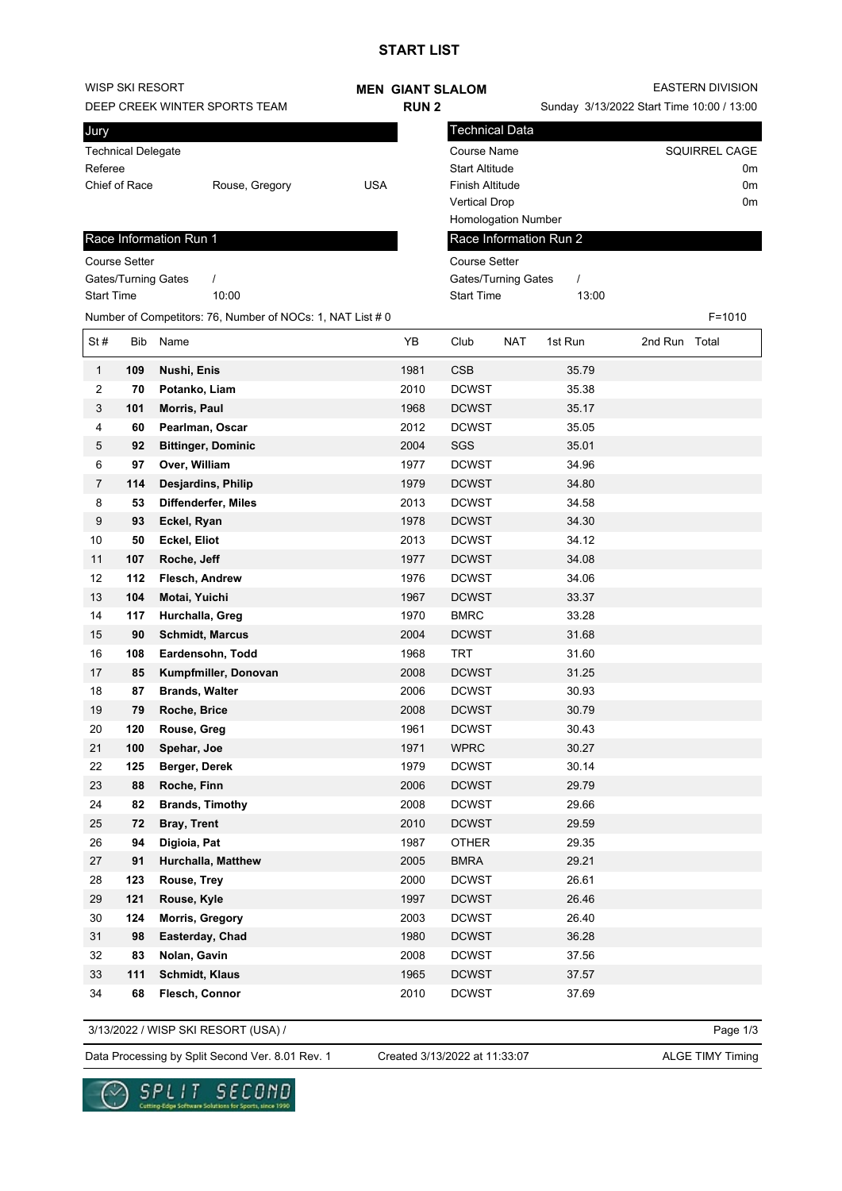# START LIST

WISP SKI RESORT
DEEP CREEK WINTER SPORTS TEAM

**MEN GIANT SLALOM**
**RUN 2**

EASTERN DIVISION
Sunday 3/13/2022 Start Time 10:00 / 13:00

| Jury | | |
|---|---|---|
| Technical Delegate | | |
| Referee | | |
| Chief of Race | Rouse, Gregory | USA |

| Technical Data | |
|---|---|
| Course Name | SQUIRREL CAGE |
| Start Altitude | 0m |
| Finish Altitude | 0m |
| Vertical Drop | 0m |
| Homologation Number | |

| Race Information Run 1 | |
|---|---|
| Course Setter | |
| Gates/Turning Gates | / |
| Start Time | 10:00 |

| Race Information Run 2 | |
|---|---|
| Course Setter | |
| Gates/Turning Gates | / |
| Start Time | 13:00 |

Number of Competitors: 76, Number of NOCs: 1, NAT List # 0

F=1010

| St # | Bib | Name | YB | Club | NAT | 1st Run | 2nd Run | Total |
|---|---|---|---|---|---|---|---|---|
| 1 | **109** | **Nushi, Enis** | 1981 | CSB | | 35.79 | | |
| 2 | **70** | **Potanko, Liam** | 2010 | DCWST | | 35.38 | | |
| 3 | **101** | **Morris, Paul** | 1968 | DCWST | | 35.17 | | |
| 4 | **60** | **Pearlman, Oscar** | 2012 | DCWST | | 35.05 | | |
| 5 | **92** | **Bittinger, Dominic** | 2004 | SGS | | 35.01 | | |
| 6 | **97** | **Over, William** | 1977 | DCWST | | 34.96 | | |
| 7 | **114** | **Desjardins, Philip** | 1979 | DCWST | | 34.80 | | |
| 8 | **53** | **Diffenderfer, Miles** | 2013 | DCWST | | 34.58 | | |
| 9 | **93** | **Eckel, Ryan** | 1978 | DCWST | | 34.30 | | |
| 10 | **50** | **Eckel, Eliot** | 2013 | DCWST | | 34.12 | | |
| 11 | **107** | **Roche, Jeff** | 1977 | DCWST | | 34.08 | | |
| 12 | **112** | **Flesch, Andrew** | 1976 | DCWST | | 34.06 | | |
| 13 | **104** | **Motai, Yuichi** | 1967 | DCWST | | 33.37 | | |
| 14 | **117** | **Hurchalla, Greg** | 1970 | BMRC | | 33.28 | | |
| 15 | **90** | **Schmidt, Marcus** | 2004 | DCWST | | 31.68 | | |
| 16 | **108** | **Eardensohn, Todd** | 1968 | TRT | | 31.60 | | |
| 17 | **85** | **Kumpfmiller, Donovan** | 2008 | DCWST | | 31.25 | | |
| 18 | **87** | **Brands, Walter** | 2006 | DCWST | | 30.93 | | |
| 19 | **79** | **Roche, Brice** | 2008 | DCWST | | 30.79 | | |
| 20 | **120** | **Rouse, Greg** | 1961 | DCWST | | 30.43 | | |
| 21 | **100** | **Spehar, Joe** | 1971 | WPRC | | 30.27 | | |
| 22 | **125** | **Berger, Derek** | 1979 | DCWST | | 30.14 | | |
| 23 | **88** | **Roche, Finn** | 2006 | DCWST | | 29.79 | | |
| 24 | **82** | **Brands, Timothy** | 2008 | DCWST | | 29.66 | | |
| 25 | **72** | **Bray, Trent** | 2010 | DCWST | | 29.59 | | |
| 26 | **94** | **Digioia, Pat** | 1987 | OTHER | | 29.35 | | |
| 27 | **91** | **Hurchalla, Matthew** | 2005 | BMRA | | 29.21 | | |
| 28 | **123** | **Rouse, Trey** | 2000 | DCWST | | 26.61 | | |
| 29 | **121** | **Rouse, Kyle** | 1997 | DCWST | | 26.46 | | |
| 30 | **124** | **Morris, Gregory** | 2003 | DCWST | | 26.40 | | |
| 31 | **98** | **Easterday, Chad** | 1980 | DCWST | | 36.28 | | |
| 32 | **83** | **Nolan, Gavin** | 2008 | DCWST | | 37.56 | | |
| 33 | **111** | **Schmidt, Klaus** | 1965 | DCWST | | 37.57 | | |
| 34 | **68** | **Flesch, Connor** | 2010 | DCWST | | 37.69 | | |

3/13/2022 / WISP SKI RESORT (USA) /

Data Processing by Split Second Ver. 8.01 Rev. 1 — Created 3/13/2022 at 11:33:07 — ALGE TIMY Timing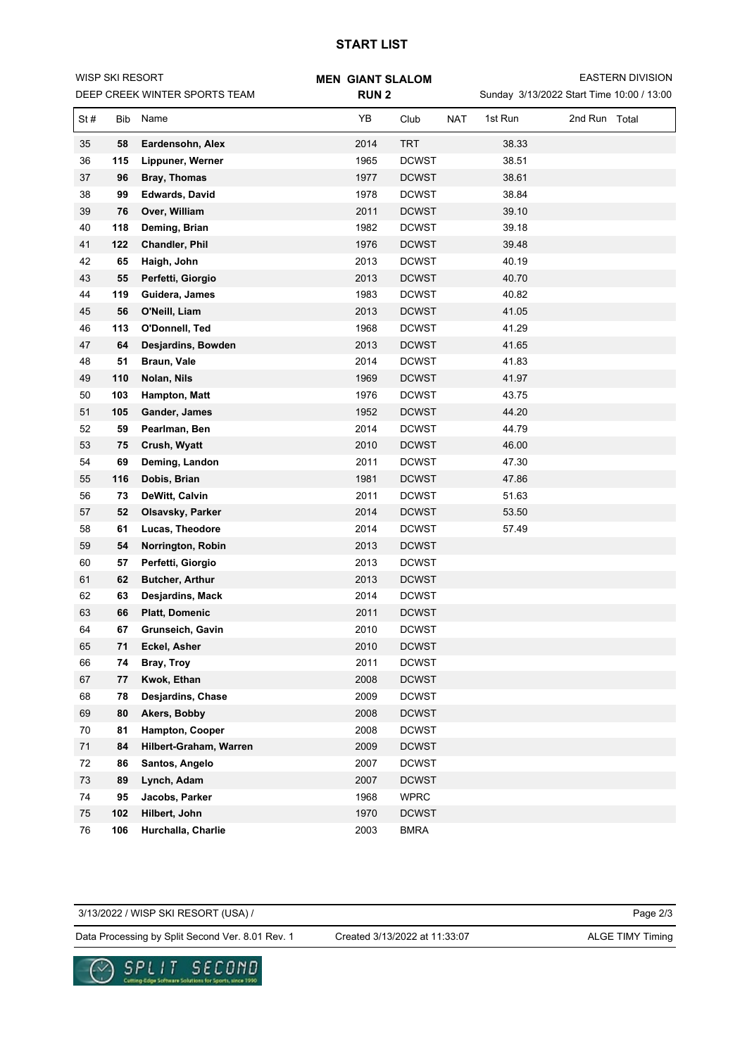# START LIST

WISP SKI RESORT
DEEP CREEK WINTER SPORTS TEAM

**MEN GIANT SLALOM**
**RUN 2**

EASTERN DIVISION
Sunday 3/13/2022 Start Time 10:00 / 13:00

| St # | Bib | Name | YB | Club | NAT | 1st Run | 2nd Run | Total |
|---|---|---|---|---|---|---|---|---|
| 35 | **58** | **Eardensohn, Alex** | 2014 | TRT | | 38.33 | | |
| 36 | **115** | **Lippuner, Werner** | 1965 | DCWST | | 38.51 | | |
| 37 | **96** | **Bray, Thomas** | 1977 | DCWST | | 38.61 | | |
| 38 | **99** | **Edwards, David** | 1978 | DCWST | | 38.84 | | |
| 39 | **76** | **Over, William** | 2011 | DCWST | | 39.10 | | |
| 40 | **118** | **Deming, Brian** | 1982 | DCWST | | 39.18 | | |
| 41 | **122** | **Chandler, Phil** | 1976 | DCWST | | 39.48 | | |
| 42 | **65** | **Haigh, John** | 2013 | DCWST | | 40.19 | | |
| 43 | **55** | **Perfetti, Giorgio** | 2013 | DCWST | | 40.70 | | |
| 44 | **119** | **Guidera, James** | 1983 | DCWST | | 40.82 | | |
| 45 | **56** | **O'Neill, Liam** | 2013 | DCWST | | 41.05 | | |
| 46 | **113** | **O'Donnell, Ted** | 1968 | DCWST | | 41.29 | | |
| 47 | **64** | **Desjardins, Bowden** | 2013 | DCWST | | 41.65 | | |
| 48 | **51** | **Braun, Vale** | 2014 | DCWST | | 41.83 | | |
| 49 | **110** | **Nolan, Nils** | 1969 | DCWST | | 41.97 | | |
| 50 | **103** | **Hampton, Matt** | 1976 | DCWST | | 43.75 | | |
| 51 | **105** | **Gander, James** | 1952 | DCWST | | 44.20 | | |
| 52 | **59** | **Pearlman, Ben** | 2014 | DCWST | | 44.79 | | |
| 53 | **75** | **Crush, Wyatt** | 2010 | DCWST | | 46.00 | | |
| 54 | **69** | **Deming, Landon** | 2011 | DCWST | | 47.30 | | |
| 55 | **116** | **Dobis, Brian** | 1981 | DCWST | | 47.86 | | |
| 56 | **73** | **DeWitt, Calvin** | 2011 | DCWST | | 51.63 | | |
| 57 | **52** | **Olsavsky, Parker** | 2014 | DCWST | | 53.50 | | |
| 58 | **61** | **Lucas, Theodore** | 2014 | DCWST | | 57.49 | | |
| 59 | **54** | **Norrington, Robin** | 2013 | DCWST | | | | |
| 60 | **57** | **Perfetti, Giorgio** | 2013 | DCWST | | | | |
| 61 | **62** | **Butcher, Arthur** | 2013 | DCWST | | | | |
| 62 | **63** | **Desjardins, Mack** | 2014 | DCWST | | | | |
| 63 | **66** | **Platt, Domenic** | 2011 | DCWST | | | | |
| 64 | **67** | **Grunseich, Gavin** | 2010 | DCWST | | | | |
| 65 | **71** | **Eckel, Asher** | 2010 | DCWST | | | | |
| 66 | **74** | **Bray, Troy** | 2011 | DCWST | | | | |
| 67 | **77** | **Kwok, Ethan** | 2008 | DCWST | | | | |
| 68 | **78** | **Desjardins, Chase** | 2009 | DCWST | | | | |
| 69 | **80** | **Akers, Bobby** | 2008 | DCWST | | | | |
| 70 | **81** | **Hampton, Cooper** | 2008 | DCWST | | | | |
| 71 | **84** | **Hilbert-Graham, Warren** | 2009 | DCWST | | | | |
| 72 | **86** | **Santos, Angelo** | 2007 | DCWST | | | | |
| 73 | **89** | **Lynch, Adam** | 2007 | DCWST | | | | |
| 74 | **95** | **Jacobs, Parker** | 1968 | WPRC | | | | |
| 75 | **102** | **Hilbert, John** | 1970 | DCWST | | | | |
| 76 | **106** | **Hurchalla, Charlie** | 2003 | BMRA | | | | |

3/13/2022 / WISP SKI RESORT (USA) /

Data Processing by Split Second Ver. 8.01 Rev. 1 — Created 3/13/2022 at 11:33:07 — ALGE TIMY Timing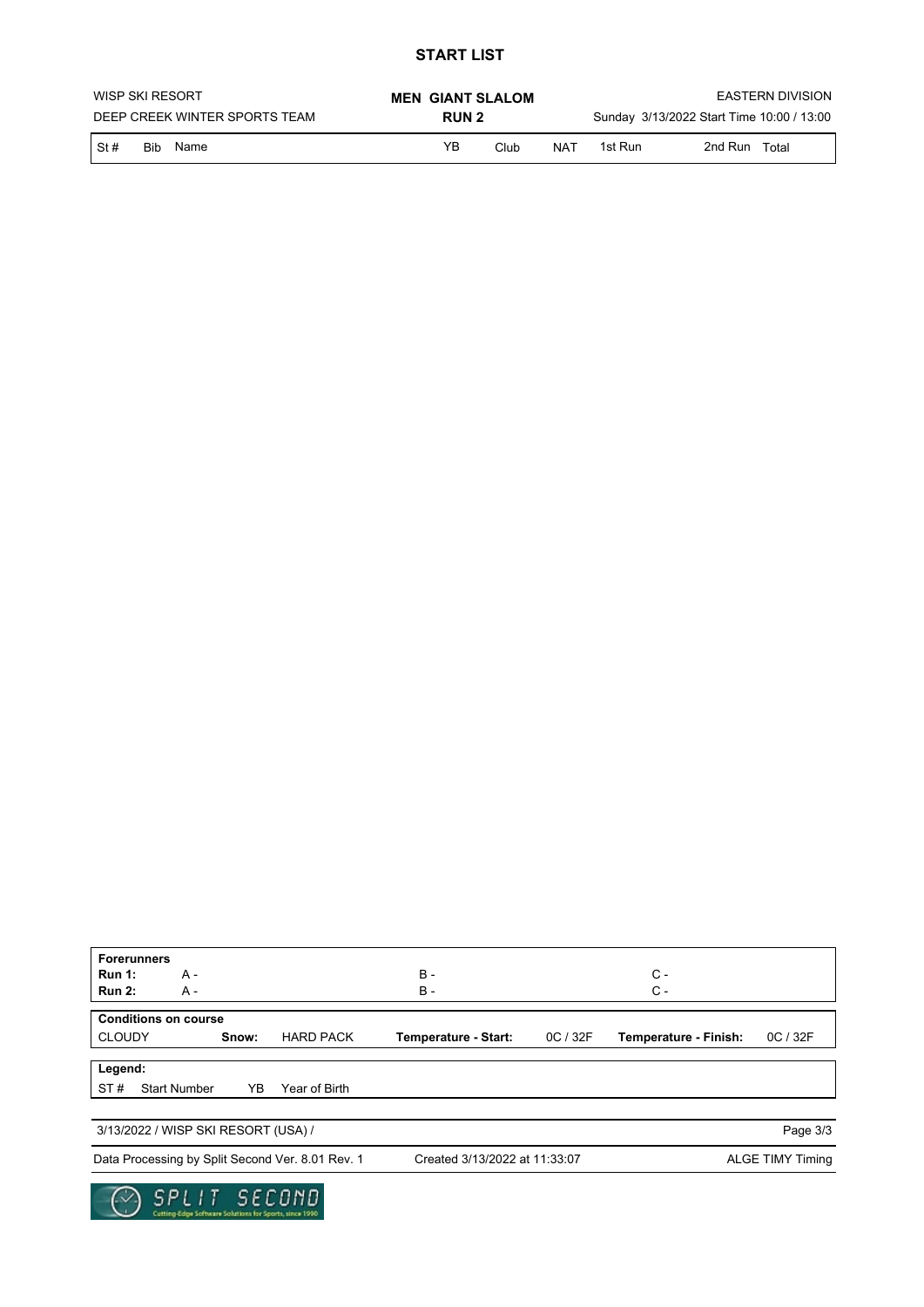# START LIST

WISP SKI RESORT
DEEP CREEK WINTER SPORTS TEAM

**MEN GIANT SLALOM**
**RUN 2**

EASTERN DIVISION
Sunday 3/13/2022 Start Time 10:00 / 13:00

| St # | Bib | Name | YB | Club | NAT | 1st Run | 2nd Run | Total |
|---|---|---|---|---|---|---|---|---|

| **Forerunners** | | | |
|---|---|---|---|
| **Run 1:** | A - | B - | C - |
| **Run 2:** | A - | B - | C - |

| **Conditions on course** | | | | | | |
|---|---|---|---|---|---|---|
| CLOUDY | **Snow:** | HARD PACK | **Temperature - Start:** | 0C / 32F | **Temperature - Finish:** | 0C / 32F |

**Legend:**
ST # Start Number YB Year of Birth

3/13/2022 / WISP SKI RESORT (USA) /

Data Processing by Split Second Ver. 8.01 Rev. 1 Created 3/13/2022 at 11:33:07 ALGE TIMY Timing